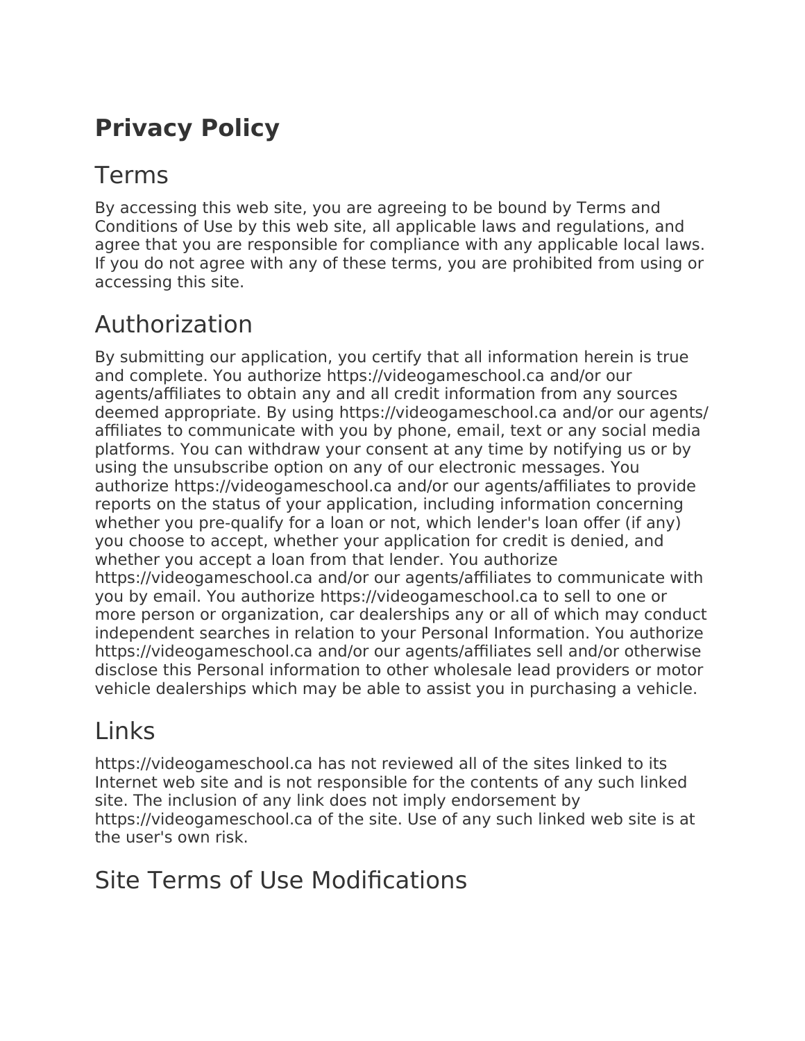# Privacy Policy

## Terms

By accessing this web site, you are agreeing to be bound by Terms and Conditions of Use by this web site, all applicable laws and regulations, and agree that you are responsible for compliance with any applicable local laws. If you do not agree with any of these terms, you are prohibited from using or accessing this site.

## Authorization

By submitting our application, you certify that all information herein is true and complete. You authorize https://videogameschool.ca and/or our agents/affiliates to obtain any and all credit information from any sources deemed appropriate. By using https://videogameschool.ca and/or our agents/affiliates to communicate with you by phone, email, text or any social media platforms. You can withdraw your consent at any time by notifying us or by using the unsubscribe option on any of our electronic messages. You authorize https://videogameschool.ca and/or our agents/affiliates to provide reports on the status of your application, including information concerning whether you pre-qualify for a loan or not, which lender's loan offer (if any) you choose to accept, whether your application for credit is denied, and whether you accept a loan from that lender. You authorize https://videogameschool.ca and/or our agents/affiliates to communicate with you by email. You authorize https://videogameschool.ca to sell to one or more person or organization, car dealerships any or all of which may conduct independent searches in relation to your Personal Information. You authorize https://videogameschool.ca and/or our agents/affiliates sell and/or otherwise disclose this Personal information to other wholesale lead providers or motor vehicle dealerships which may be able to assist you in purchasing a vehicle.

## Links

https://videogameschool.ca has not reviewed all of the sites linked to its Internet web site and is not responsible for the contents of any such linked site. The inclusion of any link does not imply endorsement by https://videogameschool.ca of the site. Use of any such linked web site is at the user's own risk.

## Site Terms of Use Modifications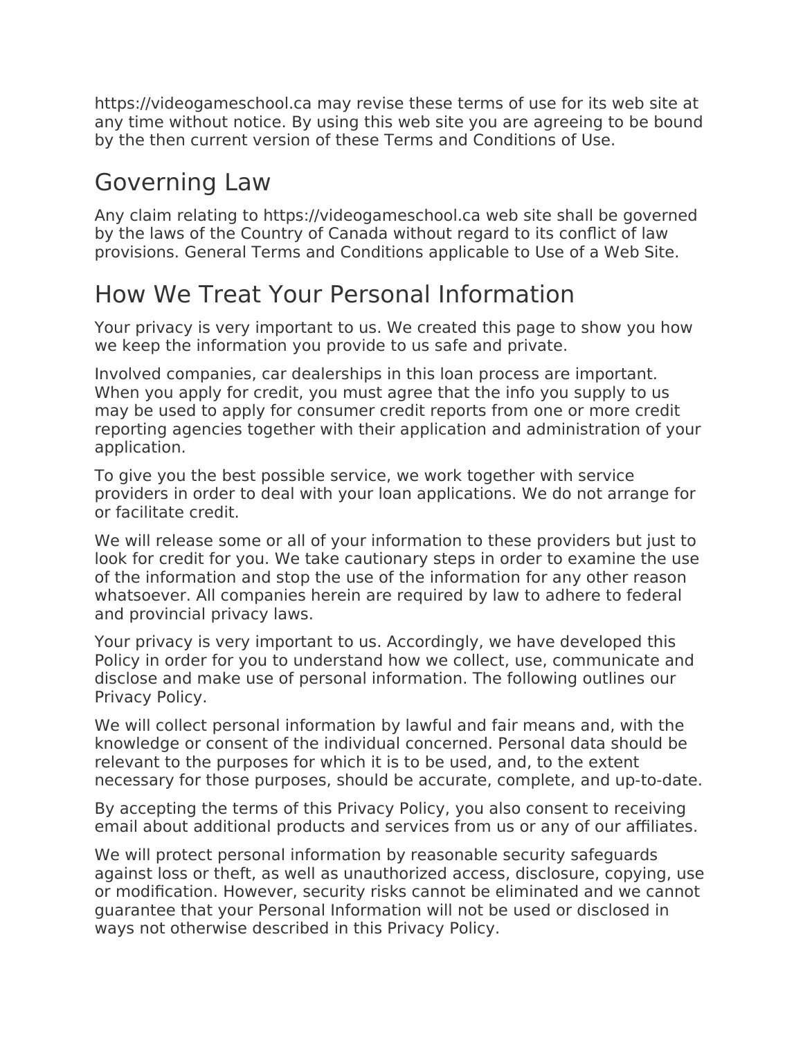https://videogameschool.ca may revise these terms of use for its web site at any time without notice. By using this web site you are agreeing to be bound by the then current version of these Terms and Conditions of Use.

## Governing Law

Any claim relating to https://videogameschool.ca web site shall be governed by the laws of the Country of Canada without regard to its conflict of law provisions. General Terms and Conditions applicable to Use of a Web Site.

## How We Treat Your Personal Information

Your privacy is very important to us. We created this page to show you how we keep the information you provide to us safe and private.

Involved companies, car dealerships in this loan process are important. When you apply for credit, you must agree that the info you supply to us may be used to apply for consumer credit reports from one or more credit reporting agencies together with their application and administration of your application.

To give you the best possible service, we work together with service providers in order to deal with your loan applications. We do not arrange for or facilitate credit.

We will release some or all of your information to these providers but just to look for credit for you. We take cautionary steps in order to examine the use of the information and stop the use of the information for any other reason whatsoever. All companies herein are required by law to adhere to federal and provincial privacy laws.

Your privacy is very important to us. Accordingly, we have developed this Policy in order for you to understand how we collect, use, communicate and disclose and make use of personal information. The following outlines our Privacy Policy.

We will collect personal information by lawful and fair means and, with the knowledge or consent of the individual concerned. Personal data should be relevant to the purposes for which it is to be used, and, to the extent necessary for those purposes, should be accurate, complete, and up-to-date.

By accepting the terms of this Privacy Policy, you also consent to receiving email about additional products and services from us or any of our affiliates.

We will protect personal information by reasonable security safeguards against loss or theft, as well as unauthorized access, disclosure, copying, use or modification. However, security risks cannot be eliminated and we cannot guarantee that your Personal Information will not be used or disclosed in ways not otherwise described in this Privacy Policy.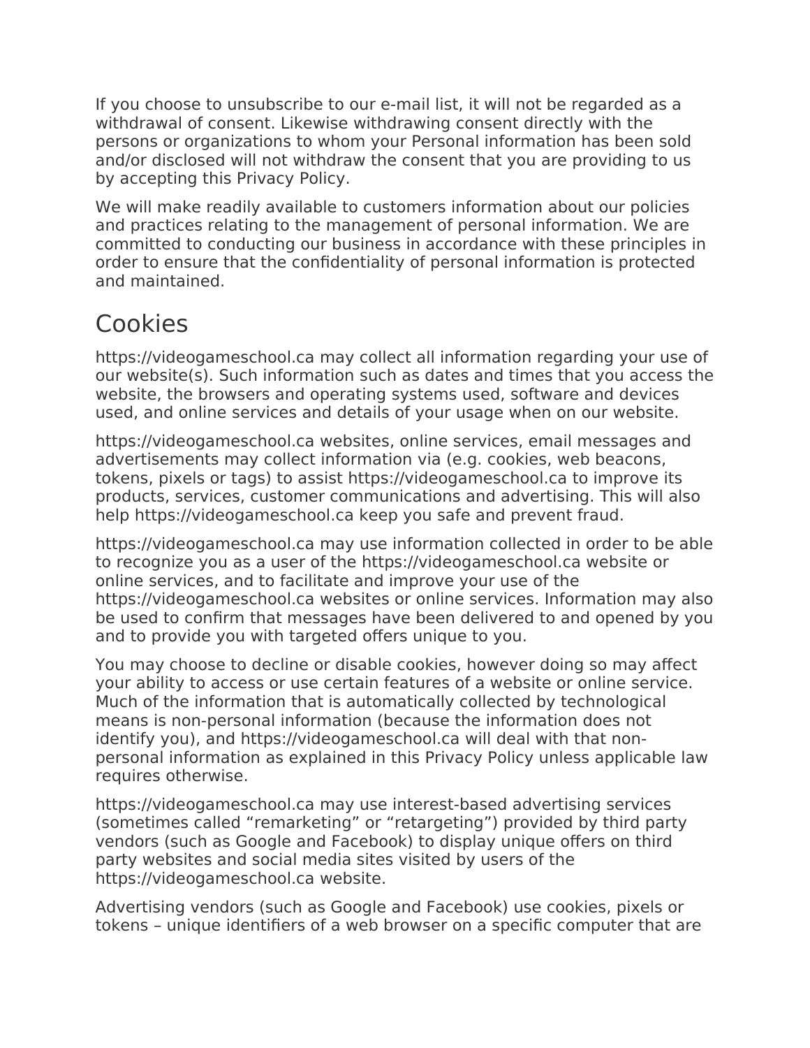If you choose to unsubscribe to our e-mail list, it will not be regarded as a withdrawal of consent. Likewise withdrawing consent directly with the persons or organizations to whom your Personal information has been sold and/or disclosed will not withdraw the consent that you are providing to us by accepting this Privacy Policy.

We will make readily available to customers information about our policies and practices relating to the management of personal information. We are committed to conducting our business in accordance with these principles in order to ensure that the confidentiality of personal information is protected and maintained.

# Cookies

https://videogameschool.ca may collect all information regarding your use of our website(s). Such information such as dates and times that you access the website, the browsers and operating systems used, software and devices used, and online services and details of your usage when on our website.

https://videogameschool.ca websites, online services, email messages and advertisements may collect information via (e.g. cookies, web beacons, tokens, pixels or tags) to assist https://videogameschool.ca to improve its products, services, customer communications and advertising. This will also help https://videogameschool.ca keep you safe and prevent fraud.

https://videogameschool.ca may use information collected in order to be able to recognize you as a user of the https://videogameschool.ca website or online services, and to facilitate and improve your use of the https://videogameschool.ca websites or online services. Information may also be used to confirm that messages have been delivered to and opened by you and to provide you with targeted offers unique to you.

You may choose to decline or disable cookies, however doing so may affect your ability to access or use certain features of a website or online service. Much of the information that is automatically collected by technological means is non-personal information (because the information does not identify you), and https://videogameschool.ca will deal with that non-personal information as explained in this Privacy Policy unless applicable law requires otherwise.

https://videogameschool.ca may use interest-based advertising services (sometimes called “remarketing” or “retargeting”) provided by third party vendors (such as Google and Facebook) to display unique offers on third party websites and social media sites visited by users of the https://videogameschool.ca website.

Advertising vendors (such as Google and Facebook) use cookies, pixels or tokens – unique identifiers of a web browser on a specific computer that are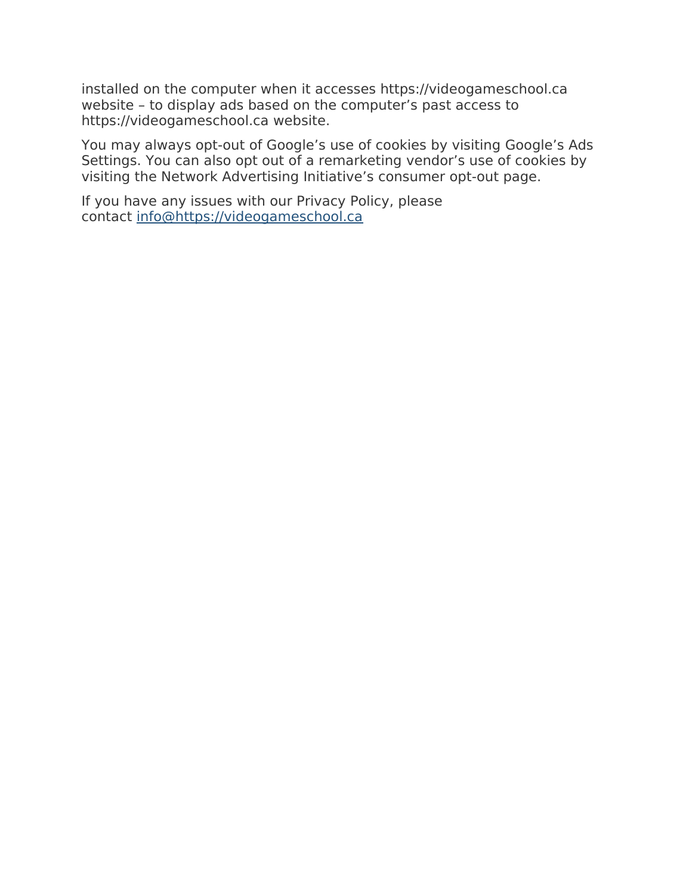installed on the computer when it accesses https://videogameschool.ca website – to display ads based on the computer's past access to https://videogameschool.ca website.

You may always opt-out of Google's use of cookies by visiting Google's Ads Settings. You can also opt out of a remarketing vendor's use of cookies by visiting the Network Advertising Initiative's consumer opt-out page.

If you have any issues with our Privacy Policy, please contact info@https://videogameschool.ca